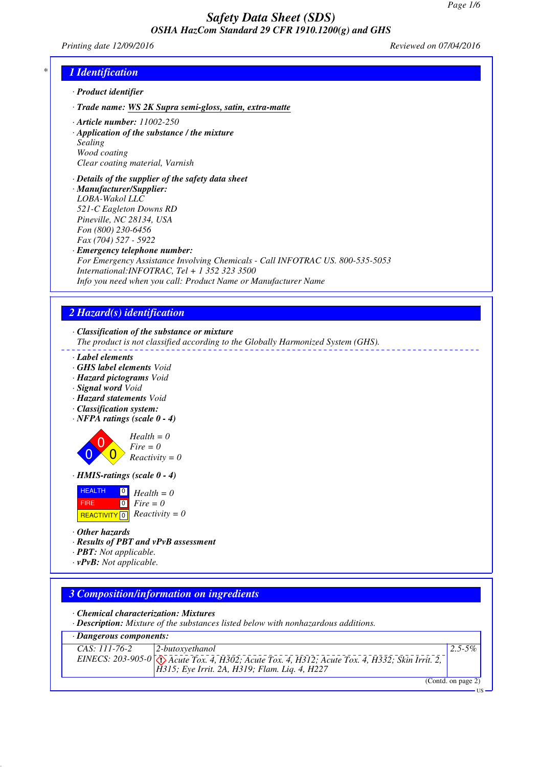# Safety Data Sheet (SDS)

## OSHA HazCom Standard 29 CFR 1910.1200(g) and GHS

*Printing date 12/09/2016* *Reviewed on 07/04/2016*

## 1 Identification

· **Product identifier**

· **Trade name:** WS 2K Supra semi-gloss, satin, extra-matte

· **Article number:** 11002-250

· **Application of the substance / the mixture**
Sealing
Wood coating
Clear coating material, Varnish

· **Details of the supplier of the safety data sheet**

· **Manufacturer/Supplier:**
LOBA-Wakol LLC
521-C Eagleton Downs RD
Pineville, NC 28134, USA
Fon (800) 230-6456
Fax (704) 527 - 5922

· **Emergency telephone number:**
For Emergency Assistance Involving Chemicals - Call INFOTRAC US. 800-535-5053
International:INFOTRAC, Tel + 1 352 323 3500
Info you need when you call: Product Name or Manufacturer Name

## 2 Hazard(s) identification

· **Classification of the substance or mixture**
The product is not classified according to the Globally Harmonized System (GHS).

· **Label elements**

· **GHS label elements** Void

· **Hazard pictograms** Void

· **Signal word** Void

· **Hazard statements** Void

· **Classification system:**

· **NFPA ratings (scale 0 - 4)**

Health = 0
Fire = 0
Reactivity = 0

· **HMIS-ratings (scale 0 - 4)**

| | | |
|---|---|---|
| HEALTH | 0 | Health = 0 |
| FIRE | 0 | Fire = 0 |
| REACTIVITY | 0 | Reactivity = 0 |

· **Other hazards**

· **Results of PBT and vPvB assessment**

· **PBT:** Not applicable.

· **vPvB:** Not applicable.

## 3 Composition/information on ingredients

· **Chemical characterization: Mixtures**

· **Description:** Mixture of the substances listed below with nonhazardous additions.

· **Dangerous components:**

| | | |
|---|---|---|
| CAS: 111-76-2<br>EINECS: 203-905-0 | 2-butoxyethanol<br>Acute Tox. 4, H302; Acute Tox. 4, H312; Acute Tox. 4, H332; Skin Irrit. 2, H315; Eye Irrit. 2A, H319; Flam. Liq. 4, H227 | 2.5-5% |

(Contd. on page 2)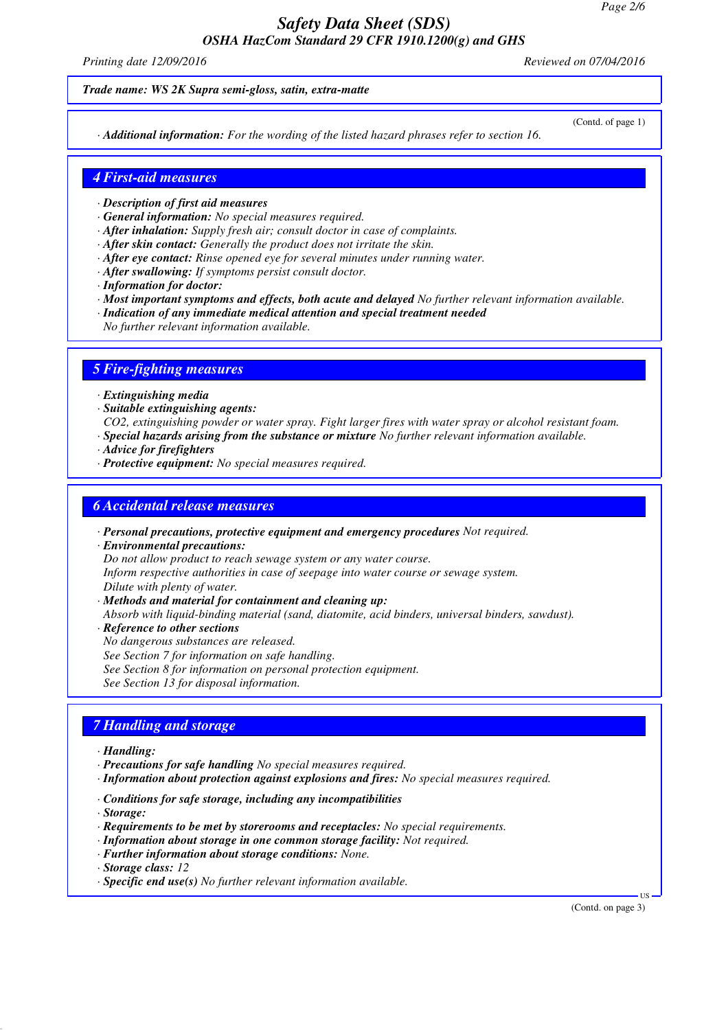Trade name: WS 2K Supra semi-gloss, satin, extra-matte

(Contd. of page 1)

· **Additional information:** For the wording of the listed hazard phrases refer to section 16.

## 4 First-aid measures

· **Description of first aid measures**
· **General information:** No special measures required.
· **After inhalation:** Supply fresh air; consult doctor in case of complaints.
· **After skin contact:** Generally the product does not irritate the skin.
· **After eye contact:** Rinse opened eye for several minutes under running water.
· **After swallowing:** If symptoms persist consult doctor.
· **Information for doctor:**
· **Most important symptoms and effects, both acute and delayed** No further relevant information available.
· **Indication of any immediate medical attention and special treatment needed**
No further relevant information available.

## 5 Fire-fighting measures

· **Extinguishing media**
· **Suitable extinguishing agents:**
$CO_2$, extinguishing powder or water spray. Fight larger fires with water spray or alcohol resistant foam.
· **Special hazards arising from the substance or mixture** No further relevant information available.
· **Advice for firefighters**
· **Protective equipment:** No special measures required.

## 6 Accidental release measures

· **Personal precautions, protective equipment and emergency procedures** Not required.
· **Environmental precautions:**
Do not allow product to reach sewage system or any water course.
Inform respective authorities in case of seepage into water course or sewage system.
Dilute with plenty of water.
· **Methods and material for containment and cleaning up:**
Absorb with liquid-binding material (sand, diatomite, acid binders, universal binders, sawdust).
· **Reference to other sections**
No dangerous substances are released.
See Section 7 for information on safe handling.
See Section 8 for information on personal protection equipment.
See Section 13 for disposal information.

## 7 Handling and storage

· **Handling:**
· **Precautions for safe handling** No special measures required.
· **Information about protection against explosions and fires:** No special measures required.

· **Conditions for safe storage, including any incompatibilities**
· **Storage:**
· **Requirements to be met by storerooms and receptacles:** No special requirements.
· **Information about storage in one common storage facility:** Not required.
· **Further information about storage conditions:** None.
· **Storage class:** 12
· **Specific end use(s)** No further relevant information available.

(Contd. on page 3)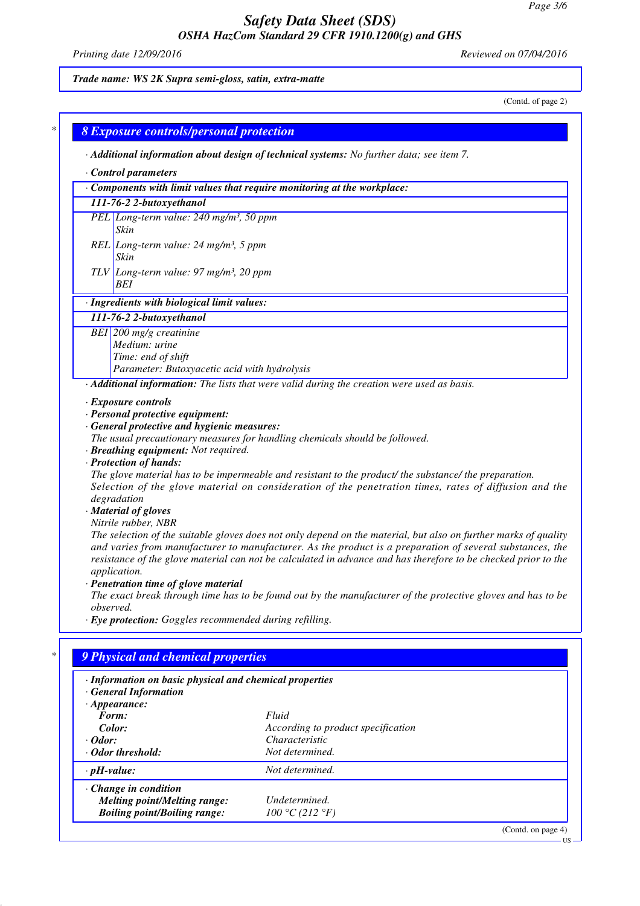Trade name: WS 2K Supra semi-gloss, satin, extra-matte

(Contd. of page 2)

## 8 Exposure controls/personal protection

· **Additional information about design of technical systems:** No further data; see item 7.

· **Control parameters**

· **Components with limit values that require monitoring at the workplace:**

**111-76-2 2-butoxyethanol**

| | |
|---|---|
| PEL | Long-term value: 240 mg/m³, 50 ppm<br>Skin |
| REL | Long-term value: 24 mg/m³, 5 ppm<br>Skin |
| TLV | Long-term value: 97 mg/m³, 20 ppm<br>BEI |

· **Ingredients with biological limit values:**

**111-76-2 2-butoxyethanol**

| | |
|---|---|
| BEI | 200 mg/g creatinine<br>Medium: urine<br>Time: end of shift<br>Parameter: Butoxyacetic acid with hydrolysis |

· **Additional information:** The lists that were valid during the creation were used as basis.

· **Exposure controls**
· **Personal protective equipment:**
· **General protective and hygienic measures:**
The usual precautionary measures for handling chemicals should be followed.
· **Breathing equipment:** Not required.
· **Protection of hands:**
The glove material has to be impermeable and resistant to the product/ the substance/ the preparation.
Selection of the glove material on consideration of the penetration times, rates of diffusion and the degradation
· **Material of gloves**
Nitrile rubber, NBR
The selection of the suitable gloves does not only depend on the material, but also on further marks of quality and varies from manufacturer to manufacturer. As the product is a preparation of several substances, the resistance of the glove material can not be calculated in advance and has therefore to be checked prior to the application.
· **Penetration time of glove material**
The exact break through time has to be found out by the manufacturer of the protective gloves and has to be observed.
· **Eye protection:** Goggles recommended during refilling.

## 9 Physical and chemical properties

· **Information on basic physical and chemical properties**
· **General Information**

| | |
|---|---|
| · **Appearance:** | |
| **Form:** | Fluid |
| **Color:** | According to product specification |
| · **Odor:** | Characteristic |
| · **Odor threshold:** | Not determined. |
| · **pH-value:** | Not determined. |
| · **Change in condition** | |
| **Melting point/Melting range:** | Undetermined. |
| **Boiling point/Boiling range:** | 100 °C (212 °F) |

(Contd. on page 4)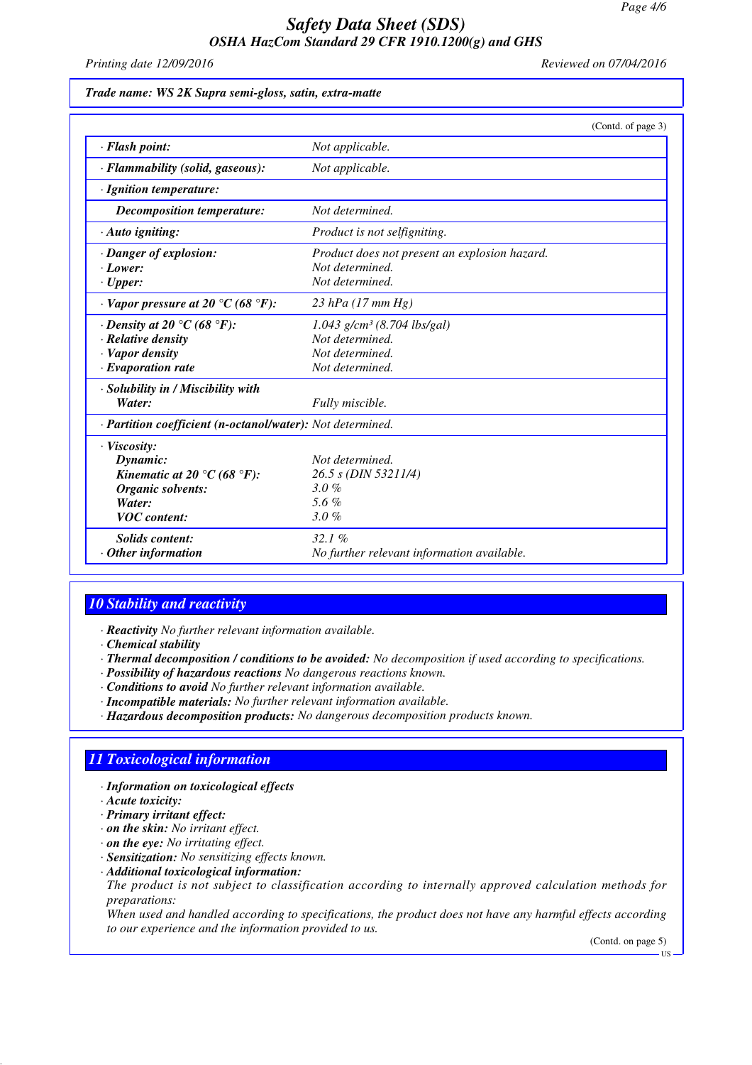Trade name: **WS 2K Supra semi-gloss, satin, extra-matte**

(Contd. of page 3)

| | |
|---|---|
| · **Flash point:** | Not applicable. |
| · **Flammability (solid, gaseous):** | Not applicable. |
| · **Ignition temperature:** | |
| **Decomposition temperature:** | Not determined. |
| · **Auto igniting:** | Product is not selfigniting. |
| · **Danger of explosion:** | Product does not present an explosion hazard. |
| · **Lower:** | Not determined. |
| · **Upper:** | Not determined. |
| · **Vapor pressure at 20 °C (68 °F):** | 23 hPa (17 mm Hg) |
| · **Density at 20 °C (68 °F):** | 1.043 g/cm³ (8.704 lbs/gal) |
| · **Relative density** | Not determined. |
| · **Vapor density** | Not determined. |
| · **Evaporation rate** | Not determined. |
| · **Solubility in / Miscibility with** | |
| **Water:** | Fully miscible. |
| · **Partition coefficient (n-octanol/water):** | Not determined. |
| · **Viscosity:** | |
| **Dynamic:** | Not determined. |
| **Kinematic at 20 °C (68 °F):** | 26.5 s (DIN 53211/4) |
| **Organic solvents:** | 3.0 % |
| **Water:** | 5.6 % |
| **VOC content:** | 3.0 % |
| **Solids content:** | 32.1 % |
| · **Other information** | No further relevant information available. |

## 10 Stability and reactivity

· **Reactivity** No further relevant information available.
· **Chemical stability**
· **Thermal decomposition / conditions to be avoided:** No decomposition if used according to specifications.
· **Possibility of hazardous reactions** No dangerous reactions known.
· **Conditions to avoid** No further relevant information available.
· **Incompatible materials:** No further relevant information available.
· **Hazardous decomposition products:** No dangerous decomposition products known.

## 11 Toxicological information

· **Information on toxicological effects**
· **Acute toxicity:**
· **Primary irritant effect:**
· **on the skin:** No irritant effect.
· **on the eye:** No irritating effect.
· **Sensitization:** No sensitizing effects known.
· **Additional toxicological information:**
The product is not subject to classification according to internally approved calculation methods for preparations:
When used and handled according to specifications, the product does not have any harmful effects according to our experience and the information provided to us.

(Contd. on page 5)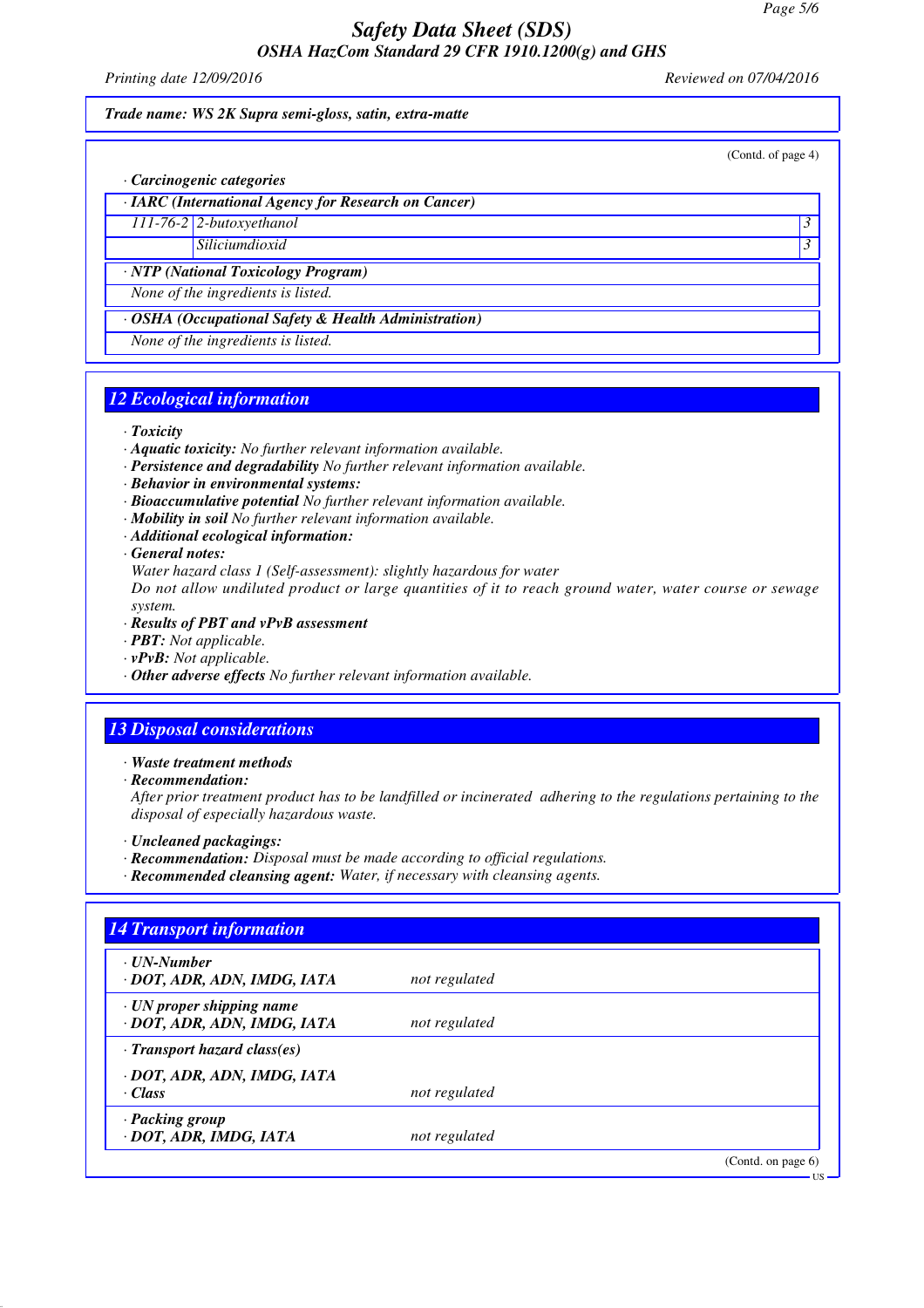*Trade name: WS 2K Supra semi-gloss, satin, extra-matte*

(Contd. of page 4)

· **Carcinogenic categories**

| · IARC (International Agency for Research on Cancer) | | |
|---|---|---|
| 111-76-2 | 2-butoxyethanol | 3 |
| | Siliciumdioxid | 3 |

· **NTP (National Toxicology Program)**

None of the ingredients is listed.

· **OSHA (Occupational Safety & Health Administration)**

None of the ingredients is listed.

## 12 Ecological information

· **Toxicity**
· **Aquatic toxicity:** No further relevant information available.
· **Persistence and degradability** No further relevant information available.
· **Behavior in environmental systems:**
· **Bioaccumulative potential** No further relevant information available.
· **Mobility in soil** No further relevant information available.
· **Additional ecological information:**
· **General notes:**
Water hazard class 1 (Self-assessment): slightly hazardous for water
Do not allow undiluted product or large quantities of it to reach ground water, water course or sewage system.
· **Results of PBT and vPvB assessment**
· **PBT:** Not applicable.
· **vPvB:** Not applicable.
· **Other adverse effects** No further relevant information available.

## 13 Disposal considerations

· **Waste treatment methods**
· **Recommendation:**
After prior treatment product has to be landfilled or incinerated adhering to the regulations pertaining to the disposal of especially hazardous waste.

· **Uncleaned packagings:**
· **Recommendation:** Disposal must be made according to official regulations.
· **Recommended cleansing agent:** Water, if necessary with cleansing agents.

## 14 Transport information

| | |
|---|---|
| · **UN-Number**<br>· **DOT, ADR, ADN, IMDG, IATA** | not regulated |
| · **UN proper shipping name**<br>· **DOT, ADR, ADN, IMDG, IATA** | not regulated |
| · **Transport hazard class(es)**<br><br>· **DOT, ADR, ADN, IMDG, IATA**<br>· **Class** | not regulated |
| · **Packing group**<br>· **DOT, ADR, IMDG, IATA** | not regulated |

(Contd. on page 6)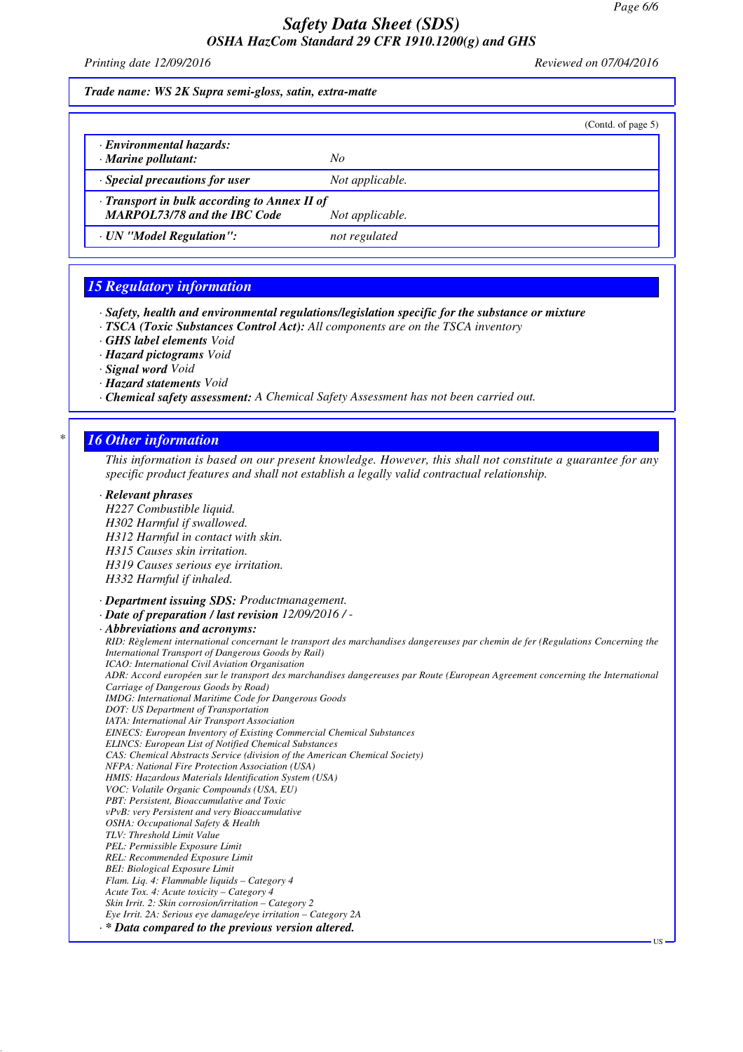**Trade name: WS 2K Supra semi-gloss, satin, extra-matte**

(Contd. of page 5)

| | |
|---|---|
| · **Environmental hazards:** · **Marine pollutant:** | No |
| · **Special precautions for user** | Not applicable. |
| · **Transport in bulk according to Annex II of MARPOL73/78 and the IBC Code** | Not applicable. |
| · **UN "Model Regulation":** | not regulated |

## 15 Regulatory information

· **Safety, health and environmental regulations/legislation specific for the substance or mixture**
· **TSCA (Toxic Substances Control Act):** All components are on the TSCA inventory
· **GHS label elements** Void
· **Hazard pictograms** Void
· **Signal word** Void
· **Hazard statements** Void
· **Chemical safety assessment:** A Chemical Safety Assessment has not been carried out.

## * 16 Other information

This information is based on our present knowledge. However, this shall not constitute a guarantee for any specific product features and shall not establish a legally valid contractual relationship.

· **Relevant phrases**
H227 Combustible liquid.
H302 Harmful if swallowed.
H312 Harmful in contact with skin.
H315 Causes skin irritation.
H319 Causes serious eye irritation.
H332 Harmful if inhaled.

· **Department issuing SDS:** Productmanagement.
· **Date of preparation / last revision** 12/09/2016 / -
· **Abbreviations and acronyms:**
RID: Règlement international concernant le transport des marchandises dangereuses par chemin de fer (Regulations Concerning the International Transport of Dangerous Goods by Rail)
ICAO: International Civil Aviation Organisation
ADR: Accord européen sur le transport des marchandises dangereuses par Route (European Agreement concerning the International Carriage of Dangerous Goods by Road)
IMDG: International Maritime Code for Dangerous Goods
DOT: US Department of Transportation
IATA: International Air Transport Association
EINECS: European Inventory of Existing Commercial Chemical Substances
ELINCS: European List of Notified Chemical Substances
CAS: Chemical Abstracts Service (division of the American Chemical Society)
NFPA: National Fire Protection Association (USA)
HMIS: Hazardous Materials Identification System (USA)
VOC: Volatile Organic Compounds (USA, EU)
PBT: Persistent, Bioaccumulative and Toxic
vPvB: very Persistent and very Bioaccumulative
OSHA: Occupational Safety & Health
TLV: Threshold Limit Value
PEL: Permissible Exposure Limit
REL: Recommended Exposure Limit
BEI: Biological Exposure Limit
Flam. Liq. 4: Flammable liquids – Category 4
Acute Tox. 4: Acute toxicity – Category 4
Skin Irrit. 2: Skin corrosion/irritation – Category 2
Eye Irrit. 2A: Serious eye damage/eye irritation – Category 2A

· *** Data compared to the previous version altered.**